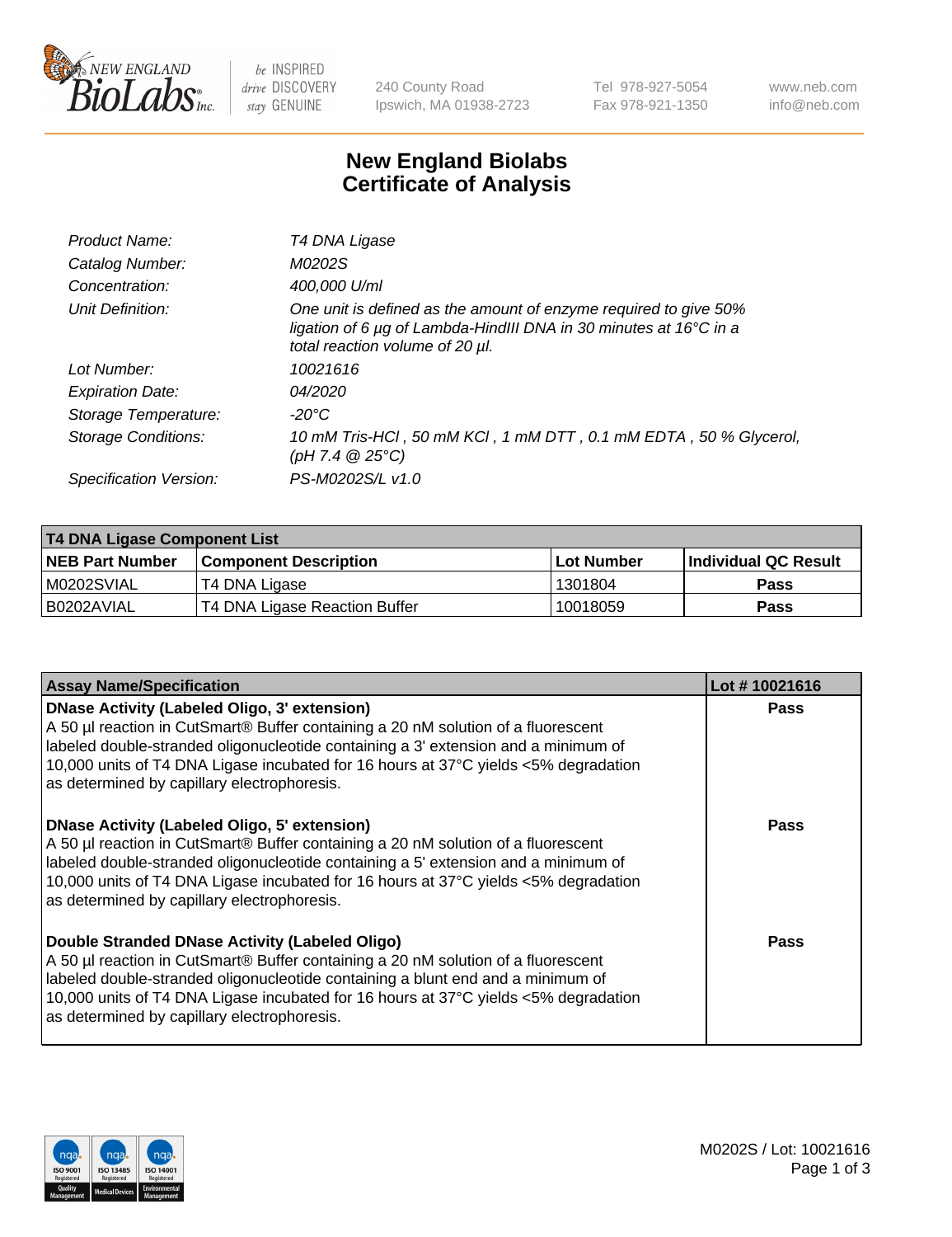# New England Biolabs
# Certificate of Analysis

| | |
|---|---|
| *Product Name:* | *T4 DNA Ligase* |
| *Catalog Number:* | *M0202S* |
| *Concentration:* | *400,000 U/ml* |
| *Unit Definition:* | *One unit is defined as the amount of enzyme required to give 50% ligation of 6 µg of Lambda-HindIII DNA in 30 minutes at 16°C in a total reaction volume of 20 µl.* |
| *Lot Number:* | *10021616* |
| *Expiration Date:* | *04/2020* |
| *Storage Temperature:* | *-20°C* |
| *Storage Conditions:* | *10 mM Tris-HCl , 50 mM KCl , 1 mM DTT , 0.1 mM EDTA , 50 % Glycerol, (pH 7.4 @ 25°C)* |
| *Specification Version:* | *PS-M0202S/L v1.0* |

**T4 DNA Ligase Component List**

| NEB Part Number | Component Description | Lot Number | Individual QC Result |
|---|---|---|---|
| M0202SVIAL | T4 DNA Ligase | 1301804 | Pass |
| B0202AVIAL | T4 DNA Ligase Reaction Buffer | 10018059 | Pass |

| Assay Name/Specification | Lot # 10021616 |
|---|---|
| **DNase Activity (Labeled Oligo, 3' extension)** A 50 µl reaction in CutSmart® Buffer containing a 20 nM solution of a fluorescent labeled double-stranded oligonucleotide containing a 3' extension and a minimum of 10,000 units of T4 DNA Ligase incubated for 16 hours at 37°C yields <5% degradation as determined by capillary electrophoresis. | Pass |
| **DNase Activity (Labeled Oligo, 5' extension)** A 50 µl reaction in CutSmart® Buffer containing a 20 nM solution of a fluorescent labeled double-stranded oligonucleotide containing a 5' extension and a minimum of 10,000 units of T4 DNA Ligase incubated for 16 hours at 37°C yields <5% degradation as determined by capillary electrophoresis. | Pass |
| **Double Stranded DNase Activity (Labeled Oligo)** A 50 µl reaction in CutSmart® Buffer containing a 20 nM solution of a fluorescent labeled double-stranded oligonucleotide containing a blunt end and a minimum of 10,000 units of T4 DNA Ligase incubated for 16 hours at 37°C yields <5% degradation as determined by capillary electrophoresis. | Pass |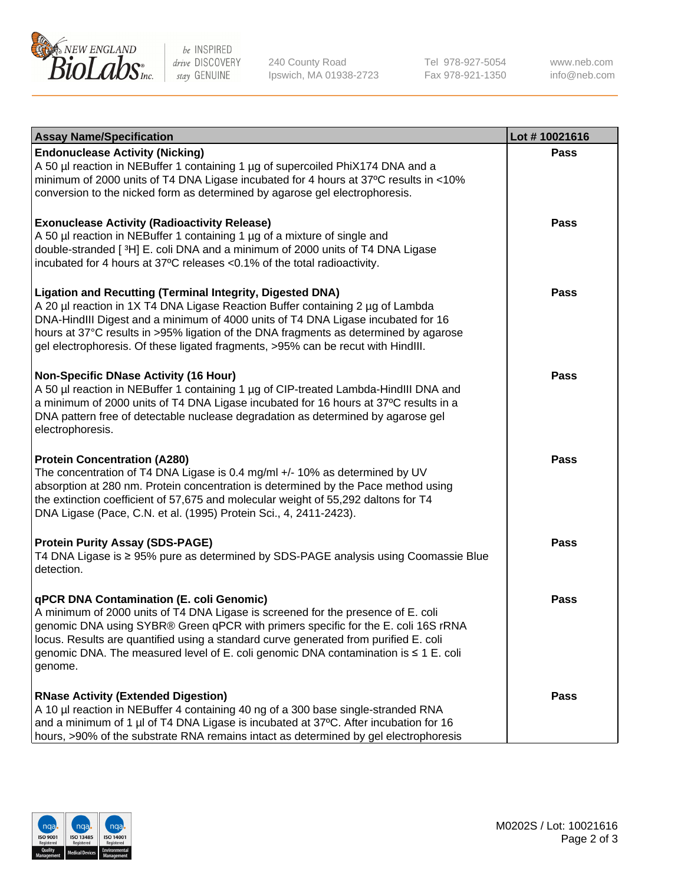| Assay Name/Specification | Lot # 10021616 |
| --- | --- |
| **Endonuclease Activity (Nicking)**<br>A 50 µl reaction in NEBuffer 1 containing 1 µg of supercoiled PhiX174 DNA and a minimum of 2000 units of T4 DNA Ligase incubated for 4 hours at 37ºC results in <10% conversion to the nicked form as determined by agarose gel electrophoresis. | Pass |
| **Exonuclease Activity (Radioactivity Release)**<br>A 50 µl reaction in NEBuffer 1 containing 1 µg of a mixture of single and double-stranded [ $^3$H] E. coli DNA and a minimum of 2000 units of T4 DNA Ligase incubated for 4 hours at 37ºC releases <0.1% of the total radioactivity. | Pass |
| **Ligation and Recutting (Terminal Integrity, Digested DNA)**<br>A 20 µl reaction in 1X T4 DNA Ligase Reaction Buffer containing 2 µg of Lambda DNA-HindIII Digest and a minimum of 4000 units of T4 DNA Ligase incubated for 16 hours at 37°C results in >95% ligation of the DNA fragments as determined by agarose gel electrophoresis. Of these ligated fragments, >95% can be recut with HindIII. | Pass |
| **Non-Specific DNase Activity (16 Hour)**<br>A 50 µl reaction in NEBuffer 1 containing 1 µg of CIP-treated Lambda-HindIII DNA and a minimum of 2000 units of T4 DNA Ligase incubated for 16 hours at 37ºC results in a DNA pattern free of detectable nuclease degradation as determined by agarose gel electrophoresis. | Pass |
| **Protein Concentration (A280)**<br>The concentration of T4 DNA Ligase is 0.4 mg/ml +/- 10% as determined by UV absorption at 280 nm. Protein concentration is determined by the Pace method using the extinction coefficient of 57,675 and molecular weight of 55,292 daltons for T4 DNA Ligase (Pace, C.N. et al. (1995) Protein Sci., 4, 2411-2423). | Pass |
| **Protein Purity Assay (SDS-PAGE)**<br>T4 DNA Ligase is ≥ 95% pure as determined by SDS-PAGE analysis using Coomassie Blue detection. | Pass |
| **qPCR DNA Contamination (E. coli Genomic)**<br>A minimum of 2000 units of T4 DNA Ligase is screened for the presence of E. coli genomic DNA using SYBR® Green qPCR with primers specific for the E. coli 16S rRNA locus. Results are quantified using a standard curve generated from purified E. coli genomic DNA. The measured level of E. coli genomic DNA contamination is ≤ 1 E. coli genome. | Pass |
| **RNase Activity (Extended Digestion)**<br>A 10 µl reaction in NEBuffer 4 containing 40 ng of a 300 base single-stranded RNA and a minimum of 1 µl of T4 DNA Ligase is incubated at 37ºC. After incubation for 16 hours, >90% of the substrate RNA remains intact as determined by gel electrophoresis | Pass |

M0202S / Lot: 10021616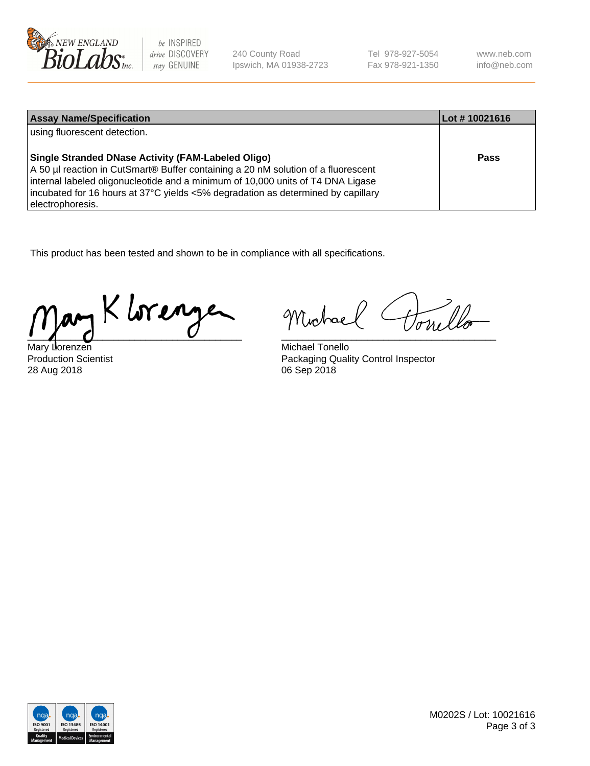| Assay Name/Specification | Lot # 10021616 |
|---|---|
| using fluorescent detection. | |
| **Single Stranded DNase Activity (FAM-Labeled Oligo)**<br>A 50 µl reaction in CutSmart® Buffer containing a 20 nM solution of a fluorescent internal labeled oligonucleotide and a minimum of 10,000 units of T4 DNA Ligase incubated for 16 hours at 37°C yields <5% degradation as determined by capillary electrophoresis. | **Pass** |

This product has been tested and shown to be in compliance with all specifications.

Mary Lorenzen
Production Scientist
28 Aug 2018

Michael Tonello
Packaging Quality Control Inspector
06 Sep 2018

M0202S / Lot: 10021616